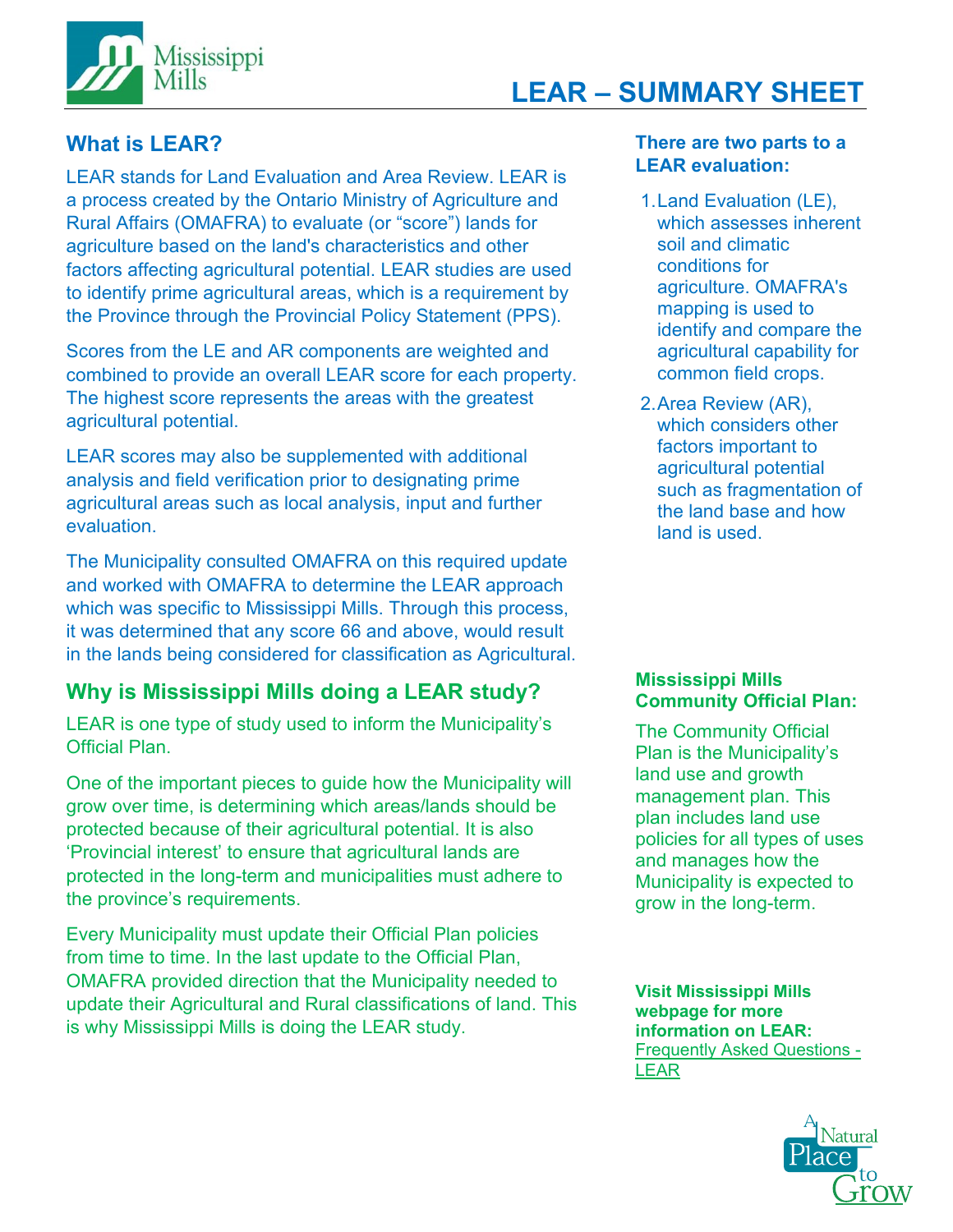# LEAR – SUMMARY SHEET

## What is LEAR?

LEAR stands for Land Evaluation and Area Review. LEAR is a process created by the Ontario Ministry of Agriculture and Rural Affairs (OMAFRA) to evaluate (or "score") lands for agriculture based on the land's characteristics and other factors affecting agricultural potential. LEAR studies are used to identify prime agricultural areas, which is a requirement by the Province through the Provincial Policy Statement (PPS).

Scores from the LE and AR components are weighted and combined to provide an overall LEAR score for each property. The highest score represents the areas with the greatest agricultural potential.

LEAR scores may also be supplemented with additional analysis and field verification prior to designating prime agricultural areas such as local analysis, input and further evaluation.

The Municipality consulted OMAFRA on this required update and worked with OMAFRA to determine the LEAR approach which was specific to Mississippi Mills. Through this process, it was determined that any score 66 and above, would result in the lands being considered for classification as Agricultural.

**There are two parts to a LEAR evaluation:**

1. Land Evaluation (LE), which assesses inherent soil and climatic conditions for agriculture. OMAFRA's mapping is used to identify and compare the agricultural capability for common field crops.
2. Area Review (AR), which considers other factors important to agricultural potential such as fragmentation of the land base and how land is used.

## Why is Mississippi Mills doing a LEAR study?

LEAR is one type of study used to inform the Municipality's Official Plan.

One of the important pieces to guide how the Municipality will grow over time, is determining which areas/lands should be protected because of their agricultural potential. It is also 'Provincial interest' to ensure that agricultural lands are protected in the long-term and municipalities must adhere to the province's requirements.

Every Municipality must update their Official Plan policies from time to time. In the last update to the Official Plan, OMAFRA provided direction that the Municipality needed to update their Agricultural and Rural classifications of land. This is why Mississippi Mills is doing the LEAR study.

**Mississippi Mills Community Official Plan:**

The Community Official Plan is the Municipality's land use and growth management plan. This plan includes land use policies for all types of uses and manages how the Municipality is expected to grow in the long-term.

**Visit Mississippi Mills webpage for more information on LEAR:**
Frequently Asked Questions - LEAR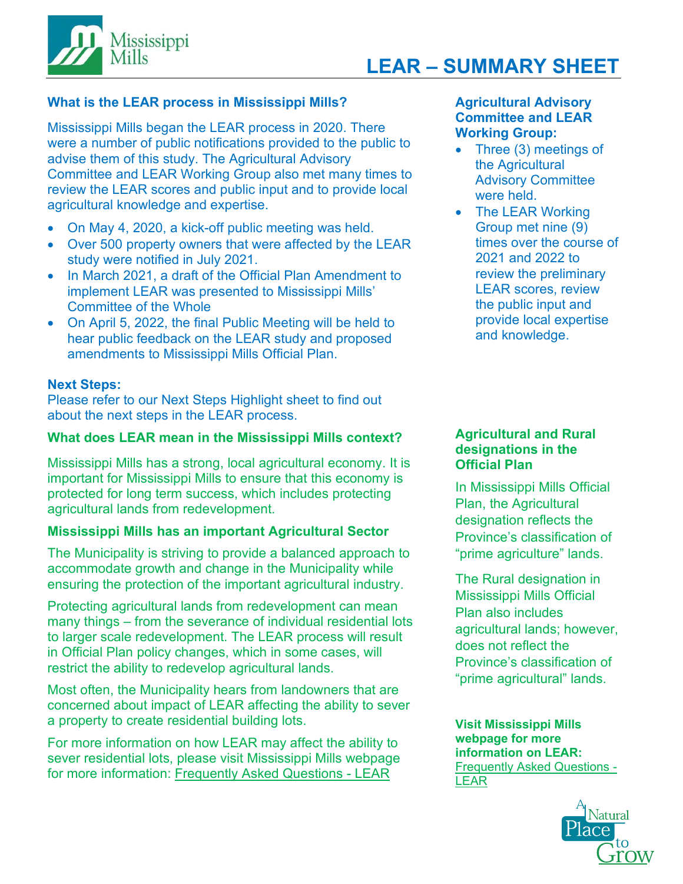# LEAR – SUMMARY SHEET

### What is the LEAR process in Mississippi Mills?

Mississippi Mills began the LEAR process in 2020. There were a number of public notifications provided to the public to advise them of this study. The Agricultural Advisory Committee and LEAR Working Group also met many times to review the LEAR scores and public input and to provide local agricultural knowledge and expertise.

- On May 4, 2020, a kick-off public meeting was held.
- Over 500 property owners that were affected by the LEAR study were notified in July 2021.
- In March 2021, a draft of the Official Plan Amendment to implement LEAR was presented to Mississippi Mills' Committee of the Whole
- On April 5, 2022, the final Public Meeting will be held to hear public feedback on the LEAR study and proposed amendments to Mississippi Mills Official Plan.

### Next Steps:

Please refer to our Next Steps Highlight sheet to find out about the next steps in the LEAR process.

### Agricultural Advisory Committee and LEAR Working Group:

- Three (3) meetings of the Agricultural Advisory Committee were held.
- The LEAR Working Group met nine (9) times over the course of 2021 and 2022 to review the preliminary LEAR scores, review the public input and provide local expertise and knowledge.

### What does LEAR mean in the Mississippi Mills context?

Mississippi Mills has a strong, local agricultural economy. It is important for Mississippi Mills to ensure that this economy is protected for long term success, which includes protecting agricultural lands from redevelopment.

### Mississippi Mills has an important Agricultural Sector

The Municipality is striving to provide a balanced approach to accommodate growth and change in the Municipality while ensuring the protection of the important agricultural industry.

Protecting agricultural lands from redevelopment can mean many things – from the severance of individual residential lots to larger scale redevelopment. The LEAR process will result in Official Plan policy changes, which in some cases, will restrict the ability to redevelop agricultural lands.

Most often, the Municipality hears from landowners that are concerned about impact of LEAR affecting the ability to sever a property to create residential building lots.

For more information on how LEAR may affect the ability to sever residential lots, please visit Mississippi Mills webpage for more information: Frequently Asked Questions - LEAR

### Agricultural and Rural designations in the Official Plan

In Mississippi Mills Official Plan, the Agricultural designation reflects the Province's classification of "prime agriculture" lands.

The Rural designation in Mississippi Mills Official Plan also includes agricultural lands; however, does not reflect the Province's classification of "prime agricultural" lands.

**Visit Mississippi Mills webpage for more information on LEAR:**
Frequently Asked Questions - LEAR

A Natural Place to Grow